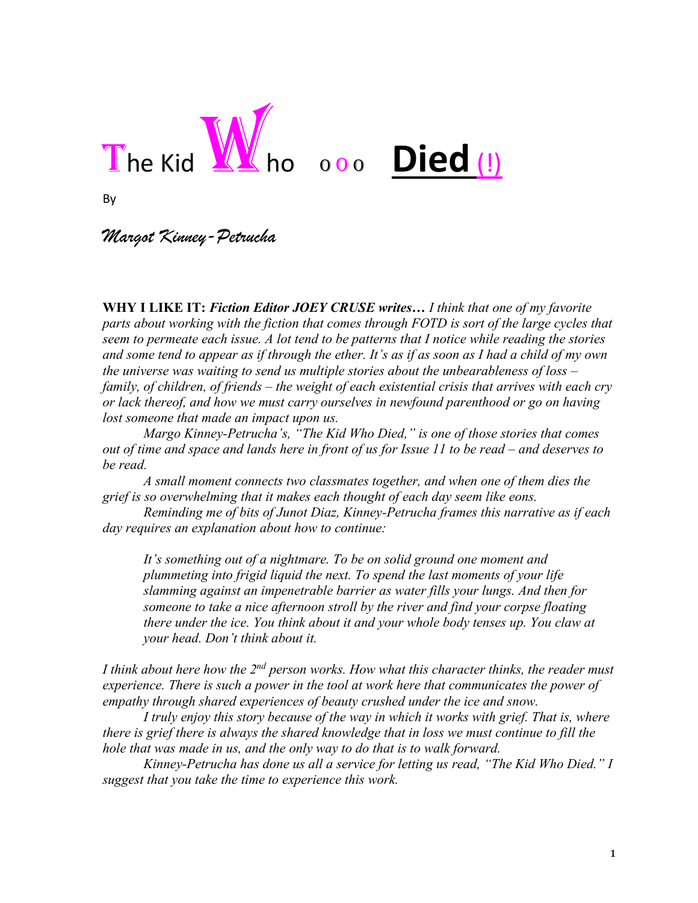# The Kid Who ooo **Died** (!)

By

*Margot Kinney-Petrucha*

**WHY I LIKE IT:** ***Fiction Editor JOEY CRUSE writes…*** *I think that one of my favorite parts about working with the fiction that comes through FOTD is sort of the large cycles that seem to permeate each issue. A lot tend to be patterns that I notice while reading the stories and some tend to appear as if through the ether. It's as if as soon as I had a child of my own the universe was waiting to send us multiple stories about the unbearableness of loss – family, of children, of friends – the weight of each existential crisis that arrives with each cry or lack thereof, and how we must carry ourselves in newfound parenthood or go on having lost someone that made an impact upon us.*

*Margo Kinney-Petrucha's, "The Kid Who Died," is one of those stories that comes out of time and space and lands here in front of us for Issue 11 to be read – and deserves to be read.*

*A small moment connects two classmates together, and when one of them dies the grief is so overwhelming that it makes each thought of each day seem like eons.*

*Reminding me of bits of Junot Diaz, Kinney-Petrucha frames this narrative as if each day requires an explanation about how to continue:*

> *It's something out of a nightmare. To be on solid ground one moment and plummeting into frigid liquid the next. To spend the last moments of your life slamming against an impenetrable barrier as water fills your lungs. And then for someone to take a nice afternoon stroll by the river and find your corpse floating there under the ice. You think about it and your whole body tenses up. You claw at your head. Don't think about it.*

*I think about here how the 2nd person works. How what this character thinks, the reader must experience. There is such a power in the tool at work here that communicates the power of empathy through shared experiences of beauty crushed under the ice and snow.*

*I truly enjoy this story because of the way in which it works with grief. That is, where there is grief there is always the shared knowledge that in loss we must continue to fill the hole that was made in us, and the only way to do that is to walk forward.*

*Kinney-Petrucha has done us all a service for letting us read, "The Kid Who Died." I suggest that you take the time to experience this work.*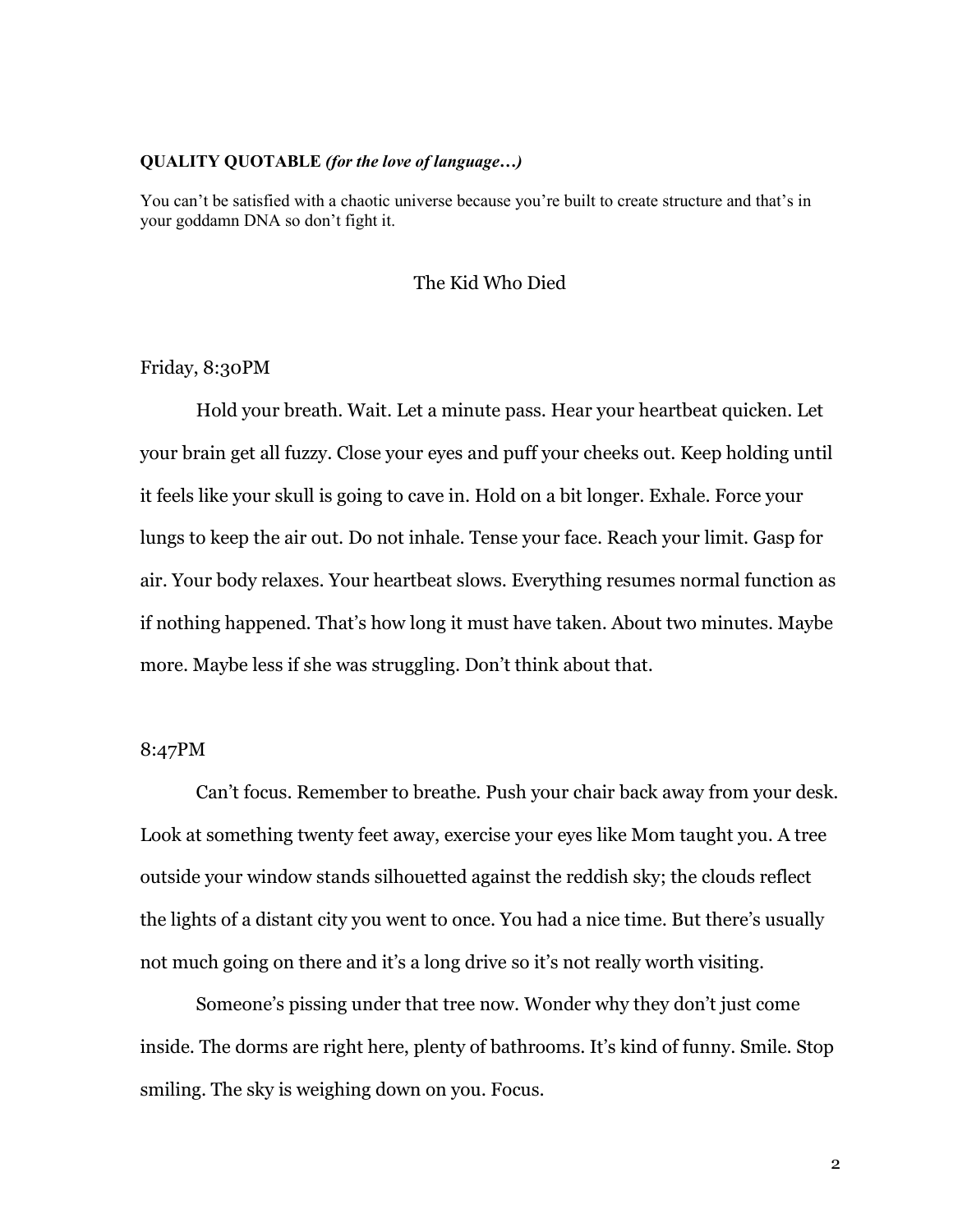**QUALITY QUOTABLE** ***(for the love of language…)***

You can't be satisfied with a chaotic universe because you're built to create structure and that's in your goddamn DNA so don't fight it.

## The Kid Who Died

Friday, 8:30PM

Hold your breath. Wait. Let a minute pass. Hear your heartbeat quicken. Let your brain get all fuzzy. Close your eyes and puff your cheeks out. Keep holding until it feels like your skull is going to cave in. Hold on a bit longer. Exhale. Force your lungs to keep the air out. Do not inhale. Tense your face. Reach your limit. Gasp for air. Your body relaxes. Your heartbeat slows. Everything resumes normal function as if nothing happened. That's how long it must have taken. About two minutes. Maybe more. Maybe less if she was struggling. Don't think about that.

8:47PM

Can't focus. Remember to breathe. Push your chair back away from your desk. Look at something twenty feet away, exercise your eyes like Mom taught you. A tree outside your window stands silhouetted against the reddish sky; the clouds reflect the lights of a distant city you went to once. You had a nice time. But there's usually not much going on there and it's a long drive so it's not really worth visiting.

Someone's pissing under that tree now. Wonder why they don't just come inside. The dorms are right here, plenty of bathrooms. It's kind of funny. Smile. Stop smiling. The sky is weighing down on you. Focus.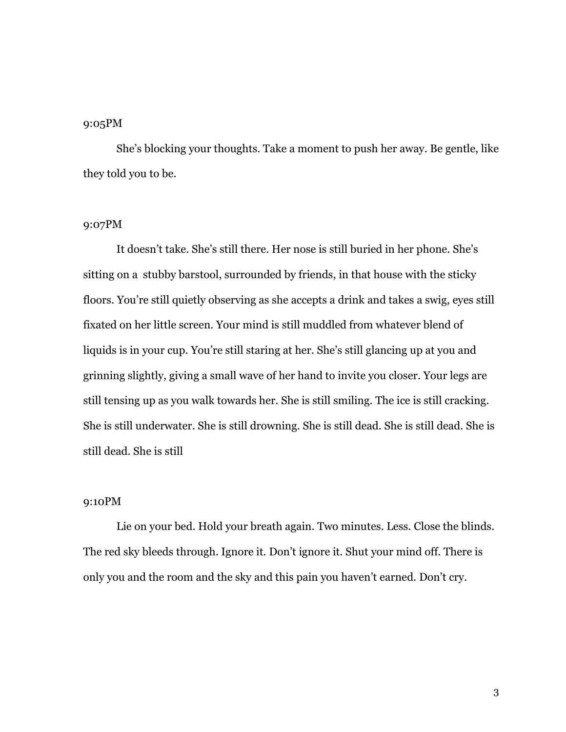9:05PM

She's blocking your thoughts. Take a moment to push her away. Be gentle, like they told you to be.

9:07PM

It doesn't take. She's still there. Her nose is still buried in her phone. She's sitting on a stubby barstool, surrounded by friends, in that house with the sticky floors. You're still quietly observing as she accepts a drink and takes a swig, eyes still fixated on her little screen. Your mind is still muddled from whatever blend of liquids is in your cup. You're still staring at her. She's still glancing up at you and grinning slightly, giving a small wave of her hand to invite you closer. Your legs are still tensing up as you walk towards her. She is still smiling. The ice is still cracking. She is still underwater. She is still drowning. She is still dead. She is still dead. She is still dead. She is still

9:10PM

Lie on your bed. Hold your breath again. Two minutes. Less. Close the blinds. The red sky bleeds through. Ignore it. Don't ignore it. Shut your mind off. There is only you and the room and the sky and this pain you haven't earned. Don't cry.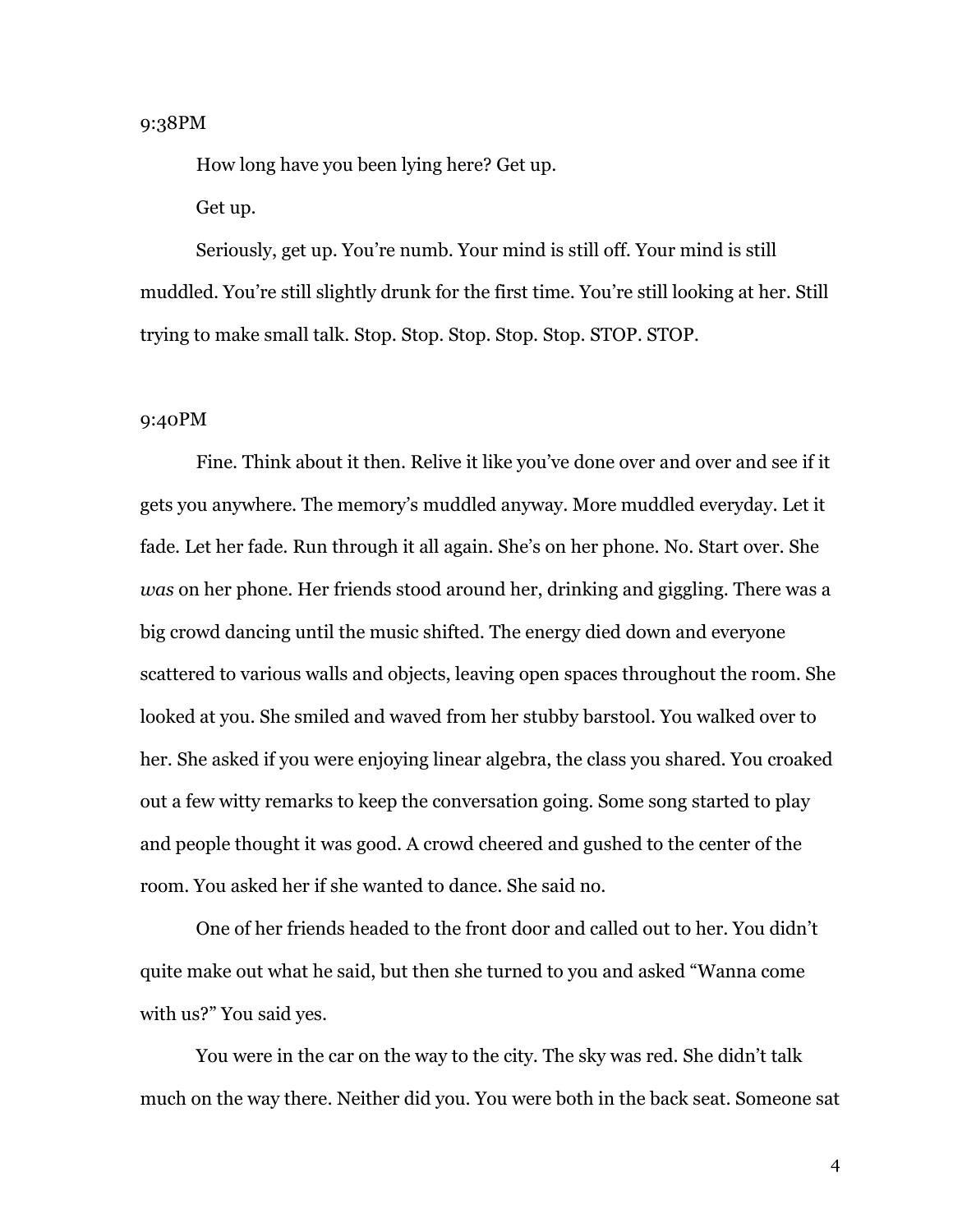9:38PM

How long have you been lying here? Get up.

Get up.

Seriously, get up. You're numb. Your mind is still off. Your mind is still muddled. You're still slightly drunk for the first time. You're still looking at her. Still trying to make small talk. Stop. Stop. Stop. Stop. Stop. STOP. STOP.

9:40PM

Fine. Think about it then. Relive it like you've done over and over and see if it gets you anywhere. The memory's muddled anyway. More muddled everyday. Let it fade. Let her fade. Run through it all again. She's on her phone. No. Start over. She *was* on her phone. Her friends stood around her, drinking and giggling. There was a big crowd dancing until the music shifted. The energy died down and everyone scattered to various walls and objects, leaving open spaces throughout the room. She looked at you. She smiled and waved from her stubby barstool. You walked over to her. She asked if you were enjoying linear algebra, the class you shared. You croaked out a few witty remarks to keep the conversation going. Some song started to play and people thought it was good. A crowd cheered and gushed to the center of the room. You asked her if she wanted to dance. She said no.

One of her friends headed to the front door and called out to her. You didn't quite make out what he said, but then she turned to you and asked "Wanna come with us?" You said yes.

You were in the car on the way to the city. The sky was red. She didn't talk much on the way there. Neither did you. You were both in the back seat. Someone sat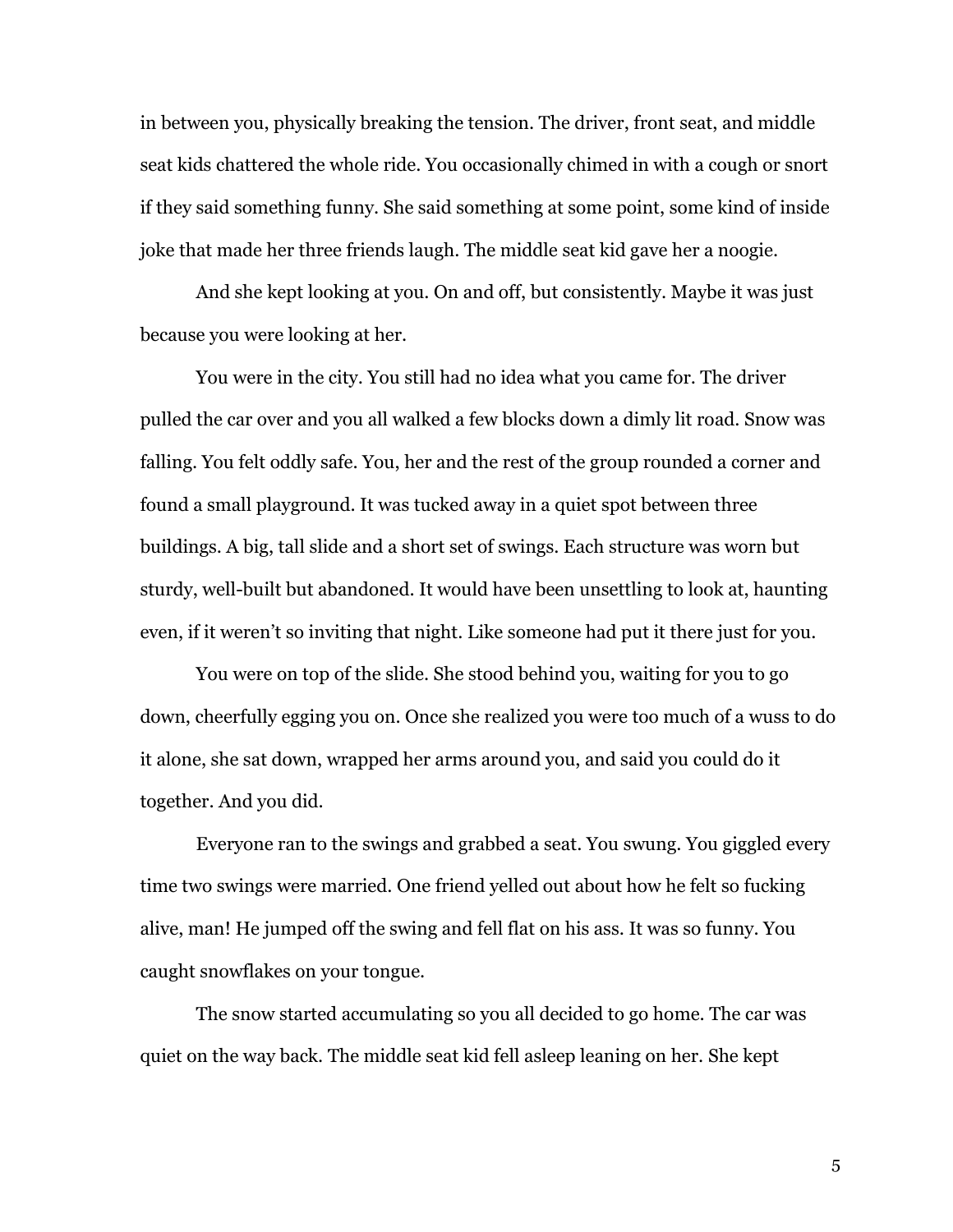in between you, physically breaking the tension. The driver, front seat, and middle seat kids chattered the whole ride. You occasionally chimed in with a cough or snort if they said something funny. She said something at some point, some kind of inside joke that made her three friends laugh. The middle seat kid gave her a noogie.

And she kept looking at you. On and off, but consistently. Maybe it was just because you were looking at her.

You were in the city. You still had no idea what you came for. The driver pulled the car over and you all walked a few blocks down a dimly lit road. Snow was falling. You felt oddly safe. You, her and the rest of the group rounded a corner and found a small playground. It was tucked away in a quiet spot between three buildings. A big, tall slide and a short set of swings. Each structure was worn but sturdy, well-built but abandoned. It would have been unsettling to look at, haunting even, if it weren't so inviting that night. Like someone had put it there just for you.

You were on top of the slide. She stood behind you, waiting for you to go down, cheerfully egging you on. Once she realized you were too much of a wuss to do it alone, she sat down, wrapped her arms around you, and said you could do it together. And you did.

Everyone ran to the swings and grabbed a seat. You swung. You giggled every time two swings were married. One friend yelled out about how he felt so fucking alive, man! He jumped off the swing and fell flat on his ass. It was so funny. You caught snowflakes on your tongue.

The snow started accumulating so you all decided to go home. The car was quiet on the way back. The middle seat kid fell asleep leaning on her. She kept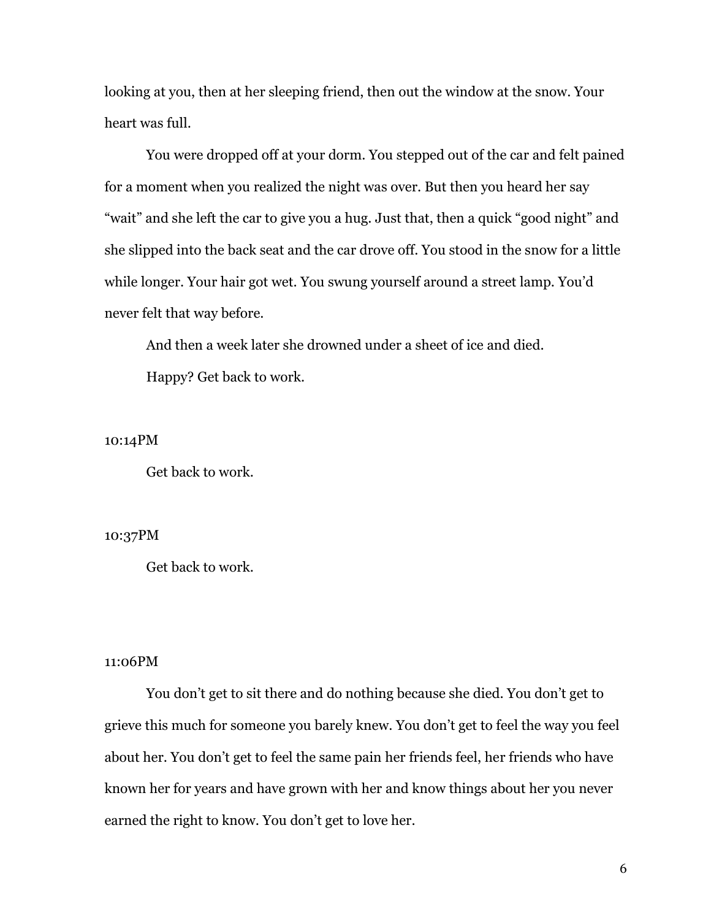looking at you, then at her sleeping friend, then out the window at the snow. Your heart was full.

You were dropped off at your dorm. You stepped out of the car and felt pained for a moment when you realized the night was over. But then you heard her say "wait" and she left the car to give you a hug. Just that, then a quick "good night" and she slipped into the back seat and the car drove off. You stood in the snow for a little while longer. Your hair got wet. You swung yourself around a street lamp. You'd never felt that way before.

And then a week later she drowned under a sheet of ice and died.

Happy? Get back to work.

10:14PM

Get back to work.

10:37PM

Get back to work.

11:06PM

You don't get to sit there and do nothing because she died. You don't get to grieve this much for someone you barely knew. You don't get to feel the way you feel about her. You don't get to feel the same pain her friends feel, her friends who have known her for years and have grown with her and know things about her you never earned the right to know. You don't get to love her.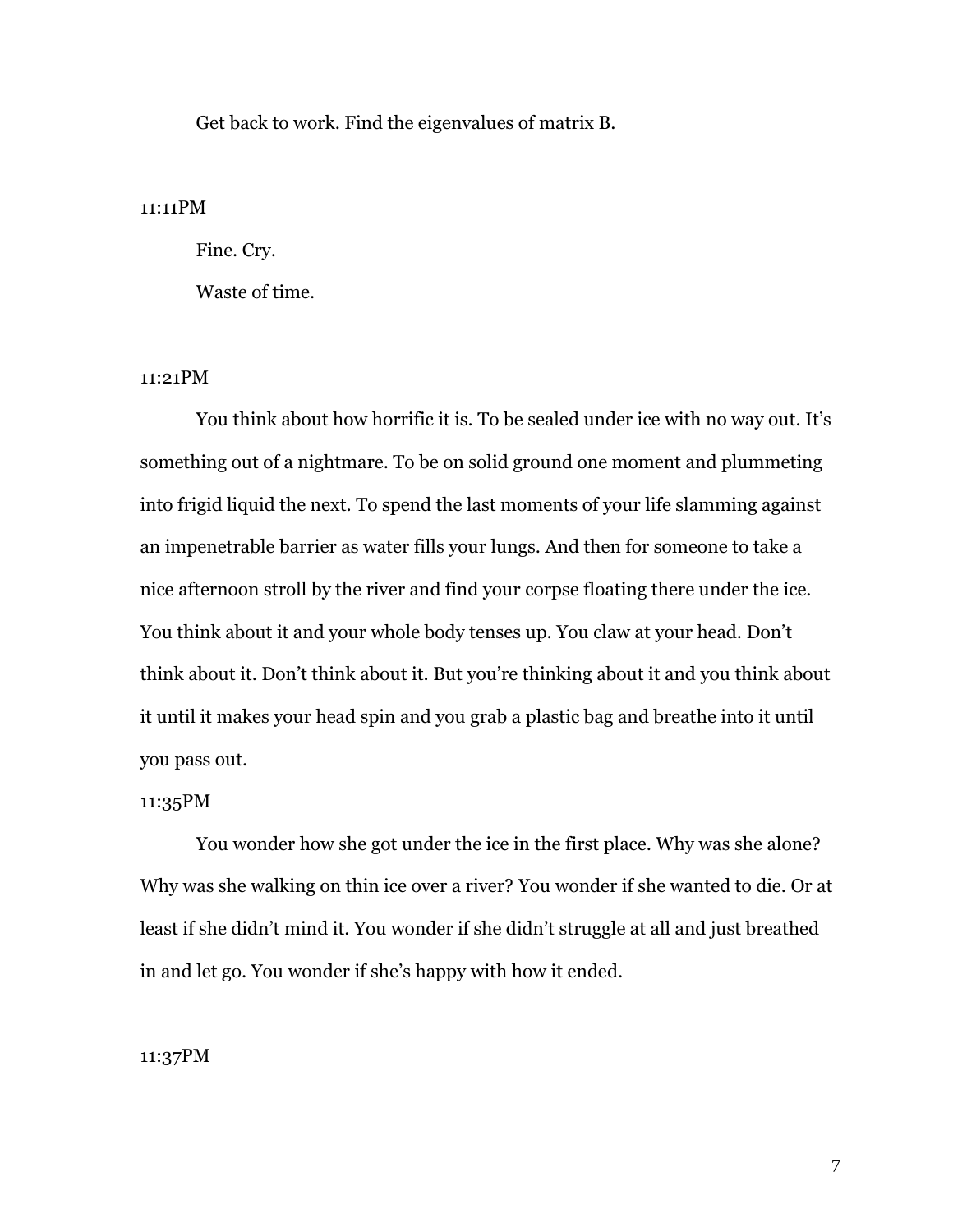Get back to work. Find the eigenvalues of matrix B.

11:11PM

Fine. Cry.

Waste of time.

11:21PM

You think about how horrific it is. To be sealed under ice with no way out. It's something out of a nightmare. To be on solid ground one moment and plummeting into frigid liquid the next. To spend the last moments of your life slamming against an impenetrable barrier as water fills your lungs. And then for someone to take a nice afternoon stroll by the river and find your corpse floating there under the ice. You think about it and your whole body tenses up. You claw at your head. Don't think about it. Don't think about it. But you're thinking about it and you think about it until it makes your head spin and you grab a plastic bag and breathe into it until you pass out.

11:35PM

You wonder how she got under the ice in the first place. Why was she alone? Why was she walking on thin ice over a river? You wonder if she wanted to die. Or at least if she didn't mind it. You wonder if she didn't struggle at all and just breathed in and let go. You wonder if she's happy with how it ended.

11:37PM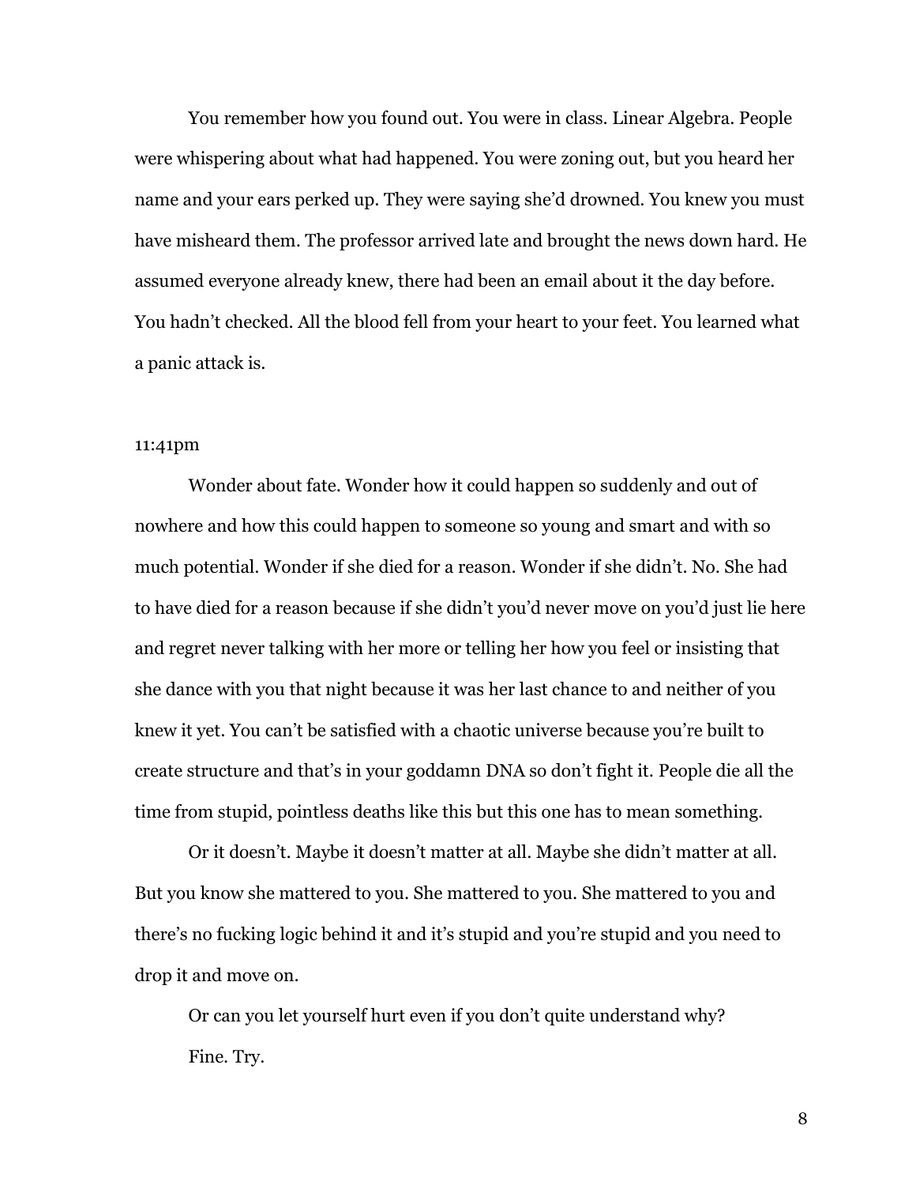You remember how you found out. You were in class. Linear Algebra. People were whispering about what had happened. You were zoning out, but you heard her name and your ears perked up. They were saying she'd drowned. You knew you must have misheard them. The professor arrived late and brought the news down hard. He assumed everyone already knew, there had been an email about it the day before. You hadn't checked. All the blood fell from your heart to your feet. You learned what a panic attack is.

11:41pm

Wonder about fate. Wonder how it could happen so suddenly and out of nowhere and how this could happen to someone so young and smart and with so much potential. Wonder if she died for a reason. Wonder if she didn't. No. She had to have died for a reason because if she didn't you'd never move on you'd just lie here and regret never talking with her more or telling her how you feel or insisting that she dance with you that night because it was her last chance to and neither of you knew it yet. You can't be satisfied with a chaotic universe because you're built to create structure and that's in your goddamn DNA so don't fight it. People die all the time from stupid, pointless deaths like this but this one has to mean something.

Or it doesn't. Maybe it doesn't matter at all. Maybe she didn't matter at all. But you know she mattered to you. She mattered to you. She mattered to you and there's no fucking logic behind it and it's stupid and you're stupid and you need to drop it and move on.

Or can you let yourself hurt even if you don't quite understand why?

Fine. Try.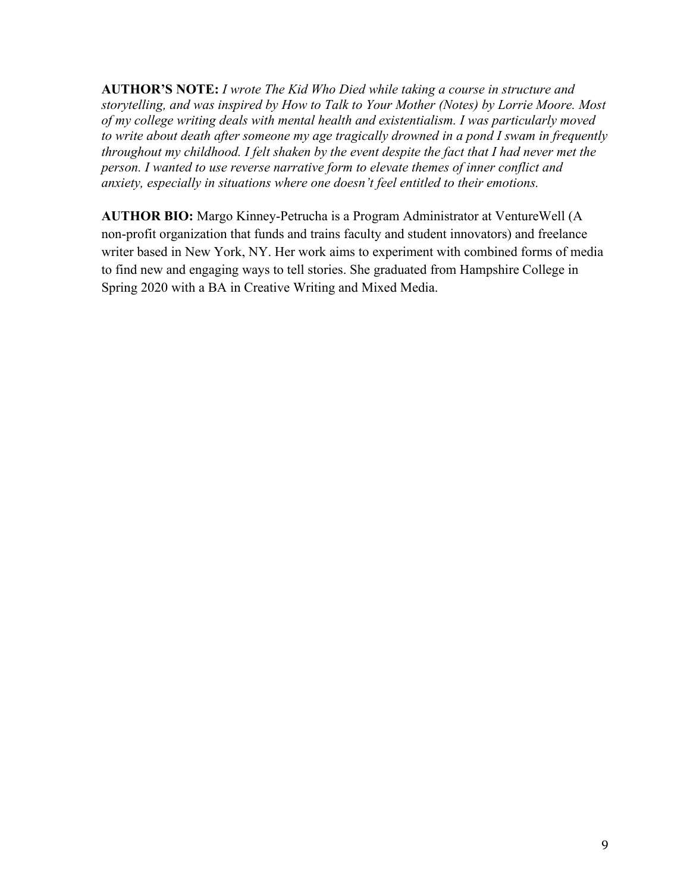**AUTHOR'S NOTE:** *I wrote The Kid Who Died while taking a course in structure and storytelling, and was inspired by How to Talk to Your Mother (Notes) by Lorrie Moore. Most of my college writing deals with mental health and existentialism. I was particularly moved to write about death after someone my age tragically drowned in a pond I swam in frequently throughout my childhood. I felt shaken by the event despite the fact that I had never met the person. I wanted to use reverse narrative form to elevate themes of inner conflict and anxiety, especially in situations where one doesn't feel entitled to their emotions.*

**AUTHOR BIO:** Margo Kinney-Petrucha is a Program Administrator at VentureWell (A non-profit organization that funds and trains faculty and student innovators) and freelance writer based in New York, NY. Her work aims to experiment with combined forms of media to find new and engaging ways to tell stories. She graduated from Hampshire College in Spring 2020 with a BA in Creative Writing and Mixed Media.